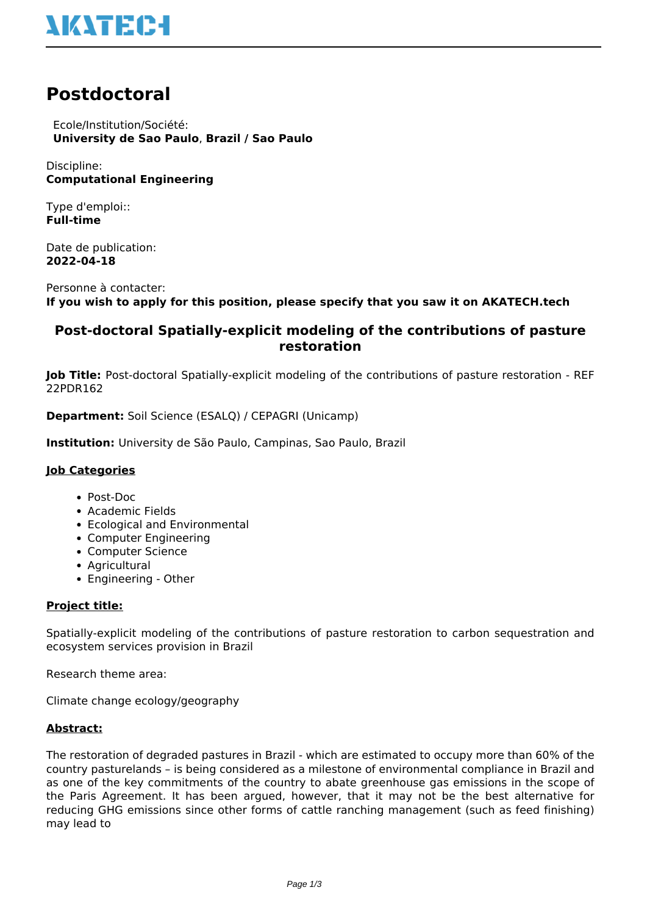# Postdoctoral

Ecole/Institution/Société:
**University de Sao Paulo**, **Brazil / Sao Paulo**

Discipline:
**Computational Engineering**

Type d'emploi::
**Full-time**

Date de publication:
**2022-04-18**

Personne à contacter:
**If you wish to apply for this position, please specify that you saw it on AKATECH.tech**

## Post-doctoral Spatially-explicit modeling of the contributions of pasture restoration

**Job Title:** Post-doctoral Spatially-explicit modeling of the contributions of pasture restoration - REF 22PDR162

**Department:** Soil Science (ESALQ) / CEPAGRI (Unicamp)

**Institution:** University de São Paulo, Campinas, Sao Paulo, Brazil

**Job Categories**

- Post-Doc
- Academic Fields
- Ecological and Environmental
- Computer Engineering
- Computer Science
- Agricultural
- Engineering - Other

**Project title:**

Spatially-explicit modeling of the contributions of pasture restoration to carbon sequestration and ecosystem services provision in Brazil

Research theme area:

Climate change ecology/geography

**Abstract:**

The restoration of degraded pastures in Brazil - which are estimated to occupy more than 60% of the country pasturelands – is being considered as a milestone of environmental compliance in Brazil and as one of the key commitments of the country to abate greenhouse gas emissions in the scope of the Paris Agreement. It has been argued, however, that it may not be the best alternative for reducing GHG emissions since other forms of cattle ranching management (such as feed finishing) may lead to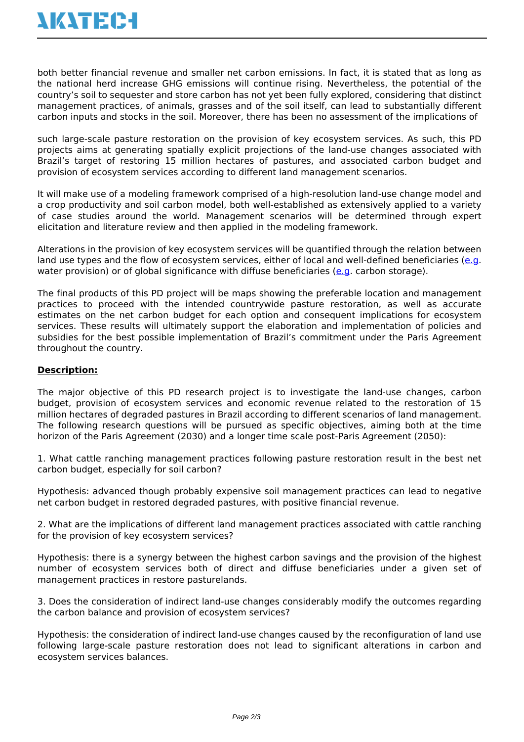both better financial revenue and smaller net carbon emissions. In fact, it is stated that as long as the national herd increase GHG emissions will continue rising. Nevertheless, the potential of the country's soil to sequester and store carbon has not yet been fully explored, considering that distinct management practices, of animals, grasses and of the soil itself, can lead to substantially different carbon inputs and stocks in the soil. Moreover, there has been no assessment of the implications of

such large-scale pasture restoration on the provision of key ecosystem services. As such, this PD projects aims at generating spatially explicit projections of the land-use changes associated with Brazil's target of restoring 15 million hectares of pastures, and associated carbon budget and provision of ecosystem services according to different land management scenarios.

It will make use of a modeling framework comprised of a high-resolution land-use change model and a crop productivity and soil carbon model, both well-established as extensively applied to a variety of case studies around the world. Management scenarios will be determined through expert elicitation and literature review and then applied in the modeling framework.

Alterations in the provision of key ecosystem services will be quantified through the relation between land use types and the flow of ecosystem services, either of local and well-defined beneficiaries (e.g. water provision) or of global significance with diffuse beneficiaries (e.g. carbon storage).

The final products of this PD project will be maps showing the preferable location and management practices to proceed with the intended countrywide pasture restoration, as well as accurate estimates on the net carbon budget for each option and consequent implications for ecosystem services. These results will ultimately support the elaboration and implementation of policies and subsidies for the best possible implementation of Brazil's commitment under the Paris Agreement throughout the country.

**Description:**

The major objective of this PD research project is to investigate the land-use changes, carbon budget, provision of ecosystem services and economic revenue related to the restoration of 15 million hectares of degraded pastures in Brazil according to different scenarios of land management. The following research questions will be pursued as specific objectives, aiming both at the time horizon of the Paris Agreement (2030) and a longer time scale post-Paris Agreement (2050):

1. What cattle ranching management practices following pasture restoration result in the best net carbon budget, especially for soil carbon?

Hypothesis: advanced though probably expensive soil management practices can lead to negative net carbon budget in restored degraded pastures, with positive financial revenue.

2. What are the implications of different land management practices associated with cattle ranching for the provision of key ecosystem services?

Hypothesis: there is a synergy between the highest carbon savings and the provision of the highest number of ecosystem services both of direct and diffuse beneficiaries under a given set of management practices in restore pasturelands.

3. Does the consideration of indirect land-use changes considerably modify the outcomes regarding the carbon balance and provision of ecosystem services?

Hypothesis: the consideration of indirect land-use changes caused by the reconfiguration of land use following large-scale pasture restoration does not lead to significant alterations in carbon and ecosystem services balances.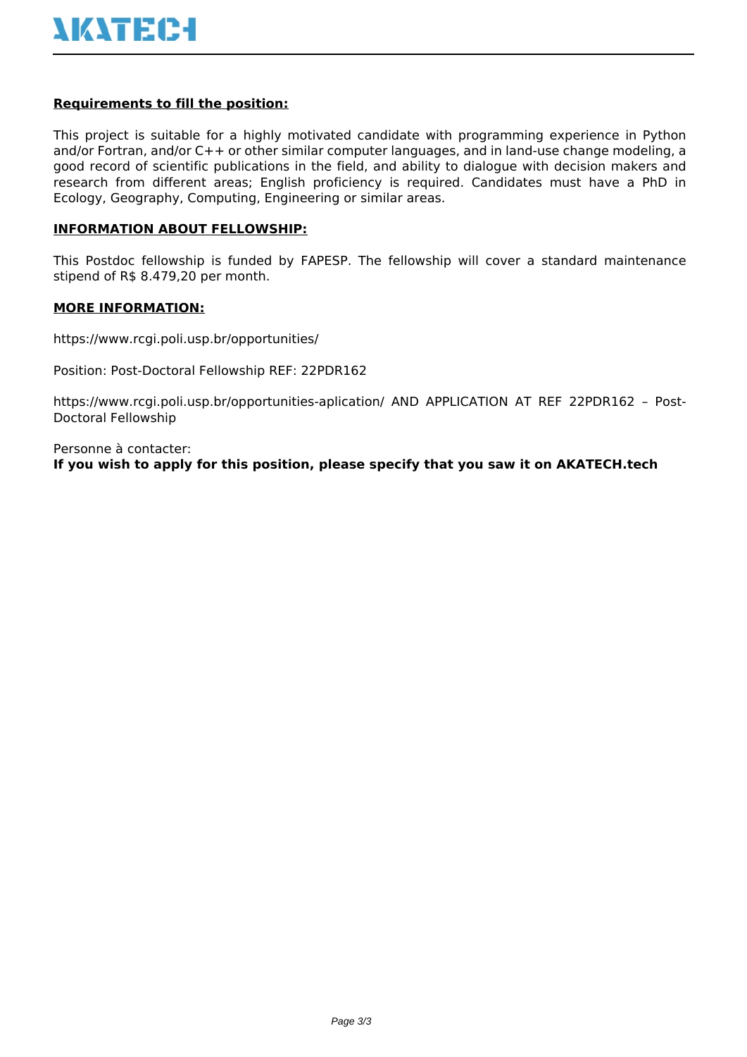**Requirements to fill the position:**

This project is suitable for a highly motivated candidate with programming experience in Python and/or Fortran, and/or C++ or other similar computer languages, and in land-use change modeling, a good record of scientific publications in the field, and ability to dialogue with decision makers and research from different areas; English proficiency is required. Candidates must have a PhD in Ecology, Geography, Computing, Engineering or similar areas.

**INFORMATION ABOUT FELLOWSHIP:**

This Postdoc fellowship is funded by FAPESP. The fellowship will cover a standard maintenance stipend of R$ 8.479,20 per month.

**MORE INFORMATION:**

https://www.rcgi.poli.usp.br/opportunities/

Position: Post-Doctoral Fellowship REF: 22PDR162

https://www.rcgi.poli.usp.br/opportunities-aplication/ AND APPLICATION AT REF 22PDR162 – Post-Doctoral Fellowship

Personne à contacter:
**If you wish to apply for this position, please specify that you saw it on AKATECH.tech**